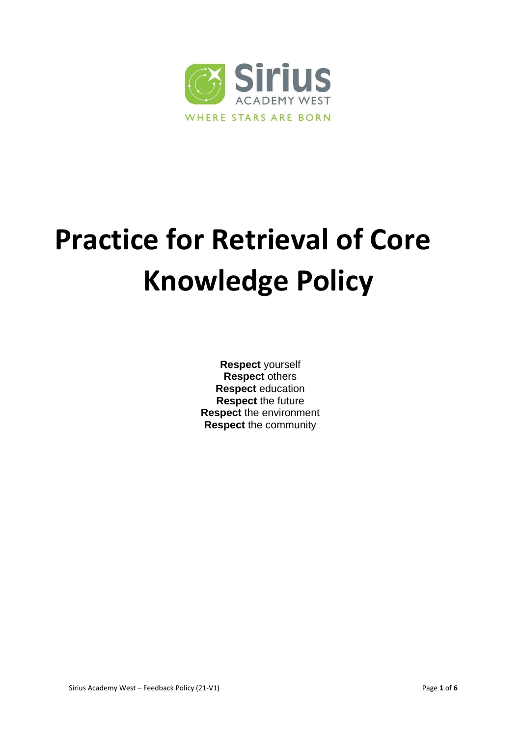Sirius

ACADEMY WEST

WHERE STARS ARE BORN

# Practice for Retrieval of Core Knowledge Policy

**Respect** yourself
**Respect** others
**Respect** education
**Respect** the future
**Respect** the environment
**Respect** the community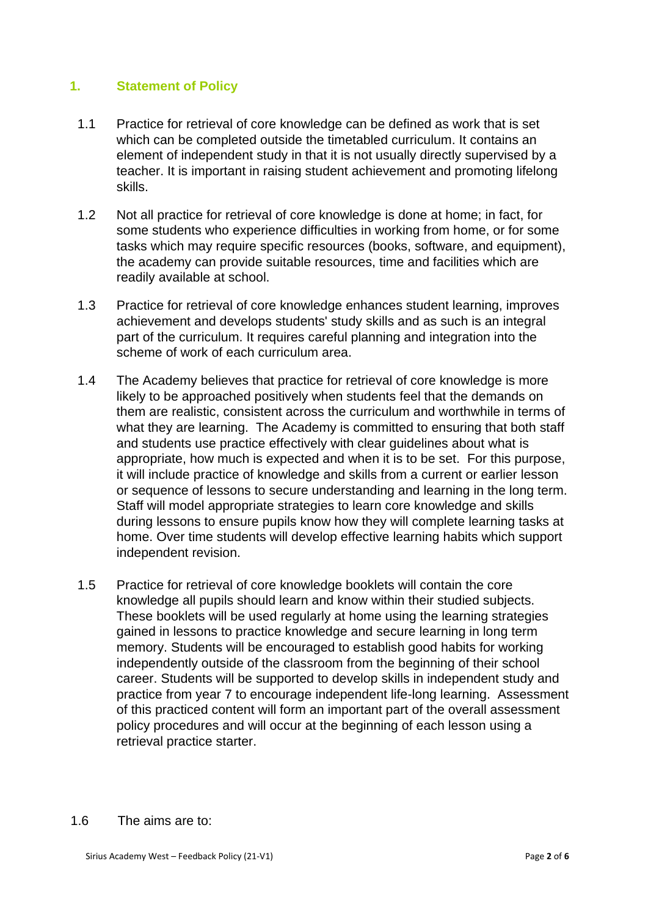## 1. Statement of Policy

1.1 Practice for retrieval of core knowledge can be defined as work that is set which can be completed outside the timetabled curriculum. It contains an element of independent study in that it is not usually directly supervised by a teacher. It is important in raising student achievement and promoting lifelong skills.

1.2 Not all practice for retrieval of core knowledge is done at home; in fact, for some students who experience difficulties in working from home, or for some tasks which may require specific resources (books, software, and equipment), the academy can provide suitable resources, time and facilities which are readily available at school.

1.3 Practice for retrieval of core knowledge enhances student learning, improves achievement and develops students' study skills and as such is an integral part of the curriculum. It requires careful planning and integration into the scheme of work of each curriculum area.

1.4 The Academy believes that practice for retrieval of core knowledge is more likely to be approached positively when students feel that the demands on them are realistic, consistent across the curriculum and worthwhile in terms of what they are learning. The Academy is committed to ensuring that both staff and students use practice effectively with clear guidelines about what is appropriate, how much is expected and when it is to be set. For this purpose, it will include practice of knowledge and skills from a current or earlier lesson or sequence of lessons to secure understanding and learning in the long term. Staff will model appropriate strategies to learn core knowledge and skills during lessons to ensure pupils know how they will complete learning tasks at home. Over time students will develop effective learning habits which support independent revision.

1.5 Practice for retrieval of core knowledge booklets will contain the core knowledge all pupils should learn and know within their studied subjects. These booklets will be used regularly at home using the learning strategies gained in lessons to practice knowledge and secure learning in long term memory. Students will be encouraged to establish good habits for working independently outside of the classroom from the beginning of their school career. Students will be supported to develop skills in independent study and practice from year 7 to encourage independent life-long learning. Assessment of this practiced content will form an important part of the overall assessment policy procedures and will occur at the beginning of each lesson using a retrieval practice starter.

1.6 The aims are to: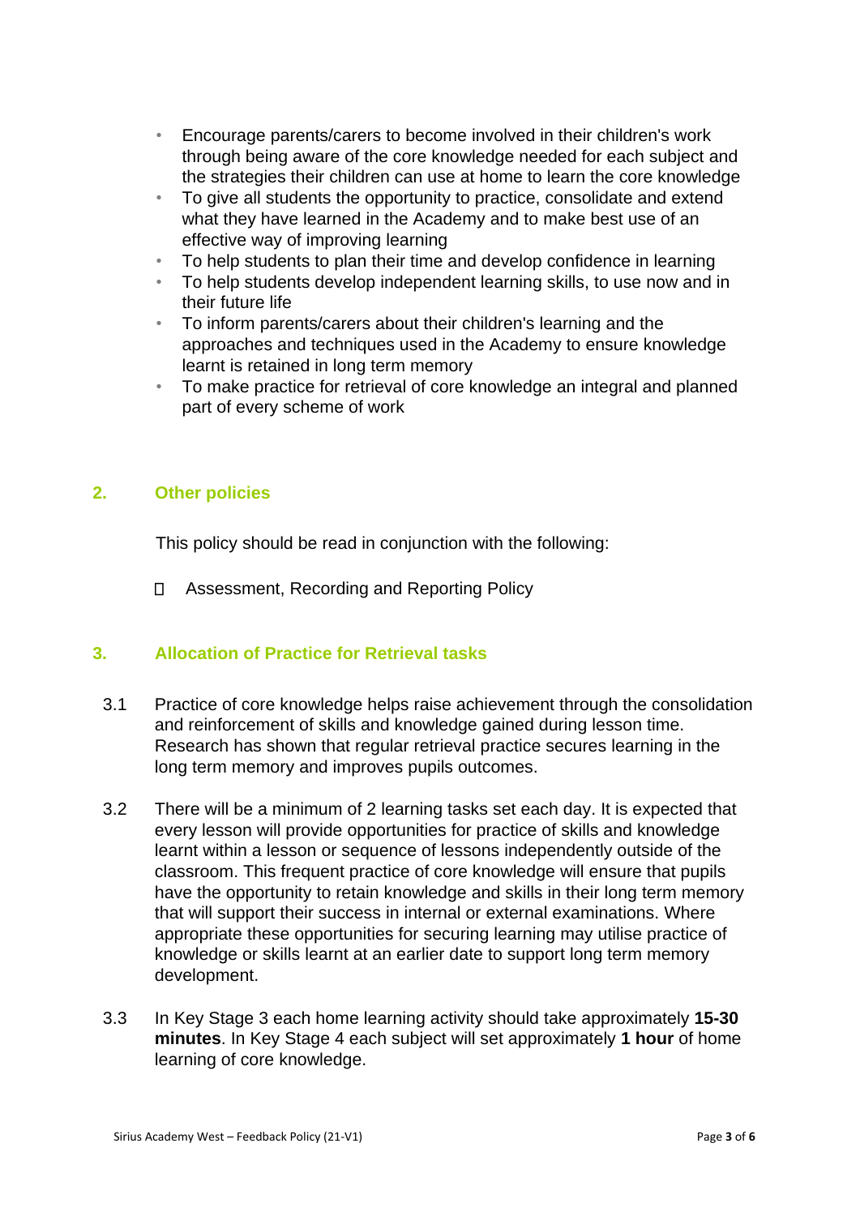- Encourage parents/carers to become involved in their children's work through being aware of the core knowledge needed for each subject and the strategies their children can use at home to learn the core knowledge
- To give all students the opportunity to practice, consolidate and extend what they have learned in the Academy and to make best use of an effective way of improving learning
- To help students to plan their time and develop confidence in learning
- To help students develop independent learning skills, to use now and in their future life
- To inform parents/carers about their children's learning and the approaches and techniques used in the Academy to ensure knowledge learnt is retained in long term memory
- To make practice for retrieval of core knowledge an integral and planned part of every scheme of work

## 2. Other policies

This policy should be read in conjunction with the following:

- Assessment, Recording and Reporting Policy

## 3. Allocation of Practice for Retrieval tasks

3.1 Practice of core knowledge helps raise achievement through the consolidation and reinforcement of skills and knowledge gained during lesson time. Research has shown that regular retrieval practice secures learning in the long term memory and improves pupils outcomes.

3.2 There will be a minimum of 2 learning tasks set each day. It is expected that every lesson will provide opportunities for practice of skills and knowledge learnt within a lesson or sequence of lessons independently outside of the classroom. This frequent practice of core knowledge will ensure that pupils have the opportunity to retain knowledge and skills in their long term memory that will support their success in internal or external examinations. Where appropriate these opportunities for securing learning may utilise practice of knowledge or skills learnt at an earlier date to support long term memory development.

3.3 In Key Stage 3 each home learning activity should take approximately **15-30 minutes**. In Key Stage 4 each subject will set approximately **1 hour** of home learning of core knowledge.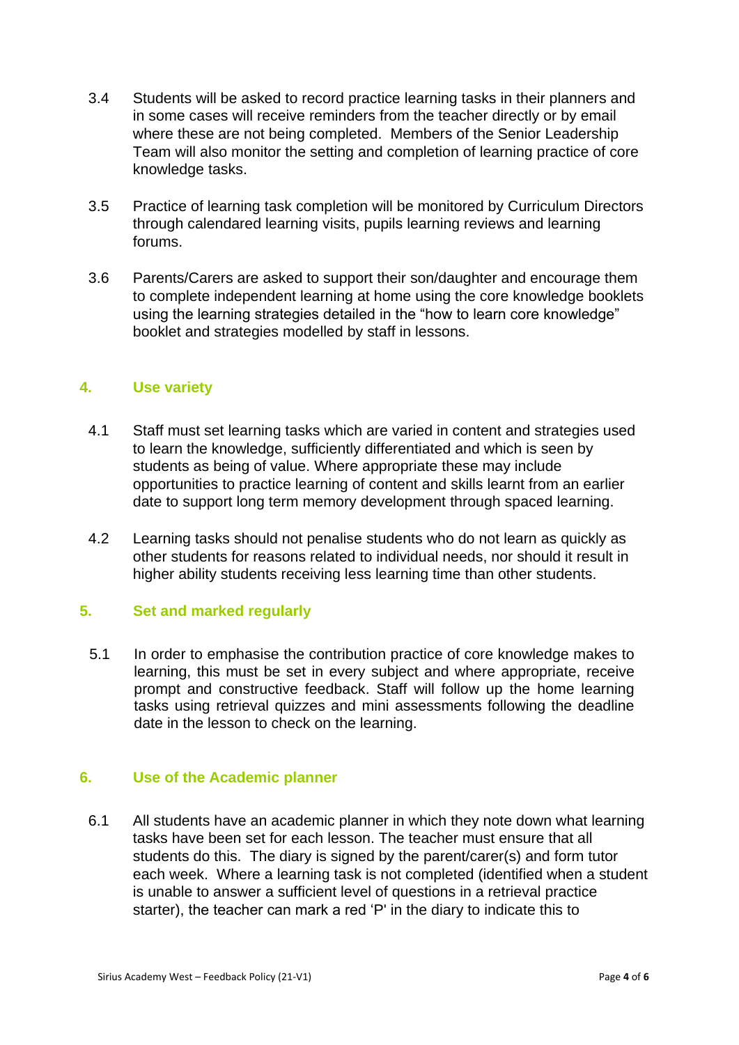3.4 Students will be asked to record practice learning tasks in their planners and in some cases will receive reminders from the teacher directly or by email where these are not being completed. Members of the Senior Leadership Team will also monitor the setting and completion of learning practice of core knowledge tasks.

3.5 Practice of learning task completion will be monitored by Curriculum Directors through calendared learning visits, pupils learning reviews and learning forums.

3.6 Parents/Carers are asked to support their son/daughter and encourage them to complete independent learning at home using the core knowledge booklets using the learning strategies detailed in the “how to learn core knowledge” booklet and strategies modelled by staff in lessons.

## 4. Use variety

4.1 Staff must set learning tasks which are varied in content and strategies used to learn the knowledge, sufficiently differentiated and which is seen by students as being of value. Where appropriate these may include opportunities to practice learning of content and skills learnt from an earlier date to support long term memory development through spaced learning.

4.2 Learning tasks should not penalise students who do not learn as quickly as other students for reasons related to individual needs, nor should it result in higher ability students receiving less learning time than other students.

## 5. Set and marked regularly

5.1 In order to emphasise the contribution practice of core knowledge makes to learning, this must be set in every subject and where appropriate, receive prompt and constructive feedback. Staff will follow up the home learning tasks using retrieval quizzes and mini assessments following the deadline date in the lesson to check on the learning.

## 6. Use of the Academic planner

6.1 All students have an academic planner in which they note down what learning tasks have been set for each lesson. The teacher must ensure that all students do this. The diary is signed by the parent/carer(s) and form tutor each week. Where a learning task is not completed (identified when a student is unable to answer a sufficient level of questions in a retrieval practice starter), the teacher can mark a red ‘P' in the diary to indicate this to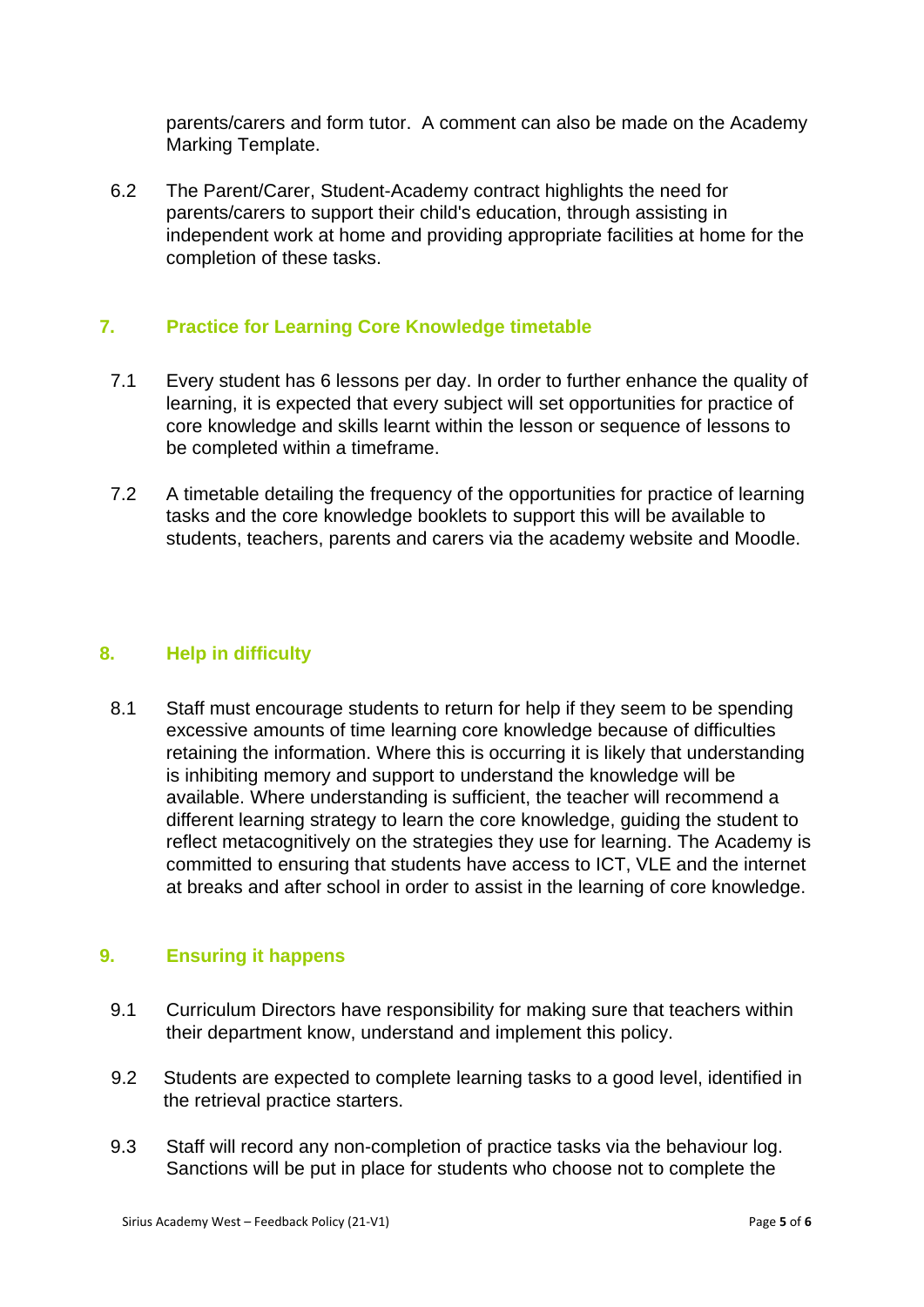parents/carers and form tutor.  A comment can also be made on the Academy Marking Template.

6.2 The Parent/Carer, Student-Academy contract highlights the need for parents/carers to support their child's education, through assisting in independent work at home and providing appropriate facilities at home for the completion of these tasks.

## 7. Practice for Learning Core Knowledge timetable

7.1 Every student has 6 lessons per day. In order to further enhance the quality of learning, it is expected that every subject will set opportunities for practice of core knowledge and skills learnt within the lesson or sequence of lessons to be completed within a timeframe.

7.2 A timetable detailing the frequency of the opportunities for practice of learning tasks and the core knowledge booklets to support this will be available to students, teachers, parents and carers via the academy website and Moodle.

## 8. Help in difficulty

8.1 Staff must encourage students to return for help if they seem to be spending excessive amounts of time learning core knowledge because of difficulties retaining the information. Where this is occurring it is likely that understanding is inhibiting memory and support to understand the knowledge will be available. Where understanding is sufficient, the teacher will recommend a different learning strategy to learn the core knowledge, guiding the student to reflect metacognitively on the strategies they use for learning. The Academy is committed to ensuring that students have access to ICT, VLE and the internet at breaks and after school in order to assist in the learning of core knowledge.

## 9. Ensuring it happens

9.1 Curriculum Directors have responsibility for making sure that teachers within their department know, understand and implement this policy.

9.2 Students are expected to complete learning tasks to a good level, identified in the retrieval practice starters.

9.3 Staff will record any non-completion of practice tasks via the behaviour log. Sanctions will be put in place for students who choose not to complete the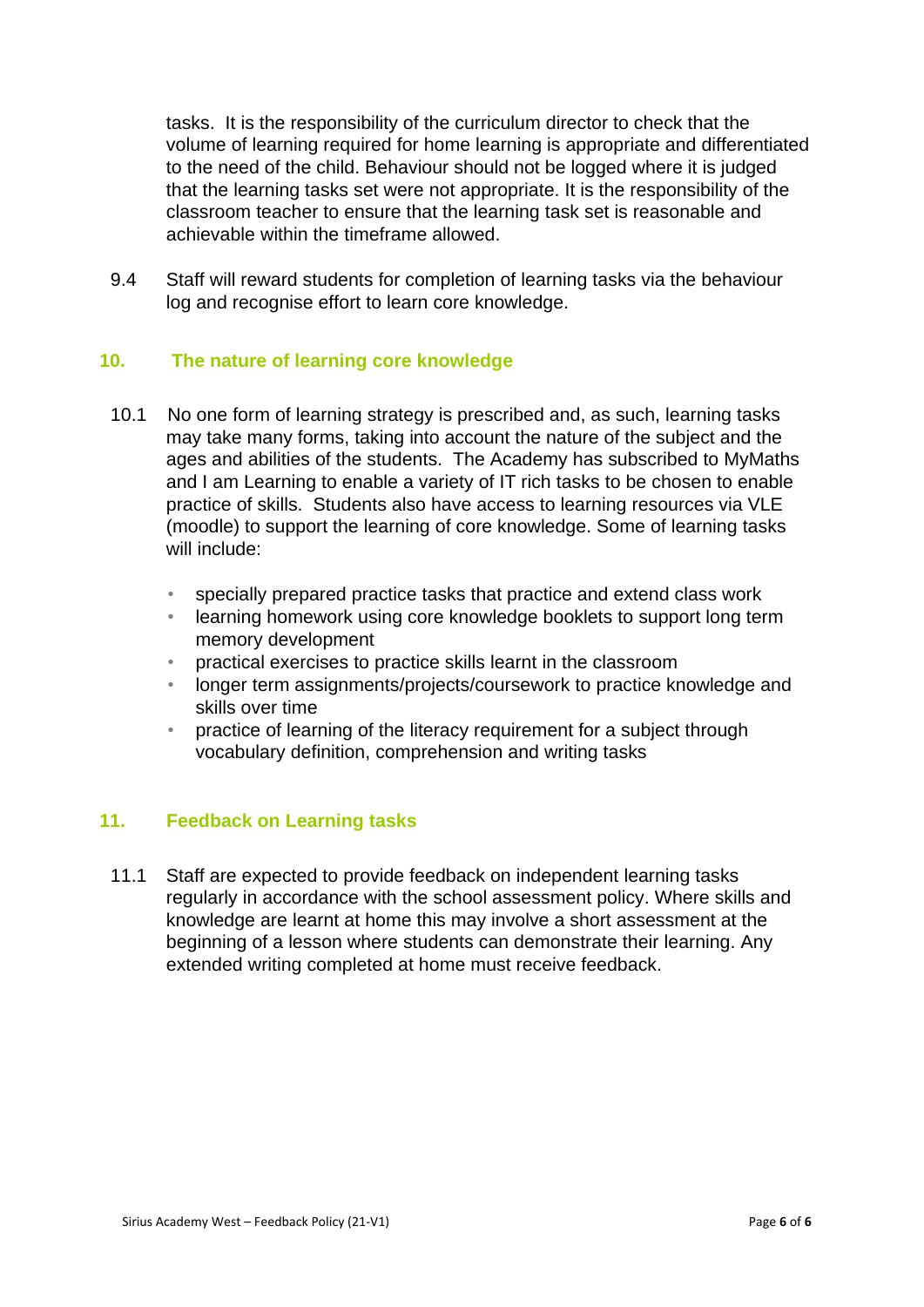tasks. It is the responsibility of the curriculum director to check that the volume of learning required for home learning is appropriate and differentiated to the need of the child. Behaviour should not be logged where it is judged that the learning tasks set were not appropriate. It is the responsibility of the classroom teacher to ensure that the learning task set is reasonable and achievable within the timeframe allowed.

9.4 Staff will reward students for completion of learning tasks via the behaviour log and recognise effort to learn core knowledge.

## 10. The nature of learning core knowledge

10.1 No one form of learning strategy is prescribed and, as such, learning tasks may take many forms, taking into account the nature of the subject and the ages and abilities of the students. The Academy has subscribed to MyMaths and I am Learning to enable a variety of IT rich tasks to be chosen to enable practice of skills. Students also have access to learning resources via VLE (moodle) to support the learning of core knowledge. Some of learning tasks will include:

- specially prepared practice tasks that practice and extend class work
- learning homework using core knowledge booklets to support long term memory development
- practical exercises to practice skills learnt in the classroom
- longer term assignments/projects/coursework to practice knowledge and skills over time
- practice of learning of the literacy requirement for a subject through vocabulary definition, comprehension and writing tasks

## 11. Feedback on Learning tasks

11.1 Staff are expected to provide feedback on independent learning tasks regularly in accordance with the school assessment policy. Where skills and knowledge are learnt at home this may involve a short assessment at the beginning of a lesson where students can demonstrate their learning. Any extended writing completed at home must receive feedback.